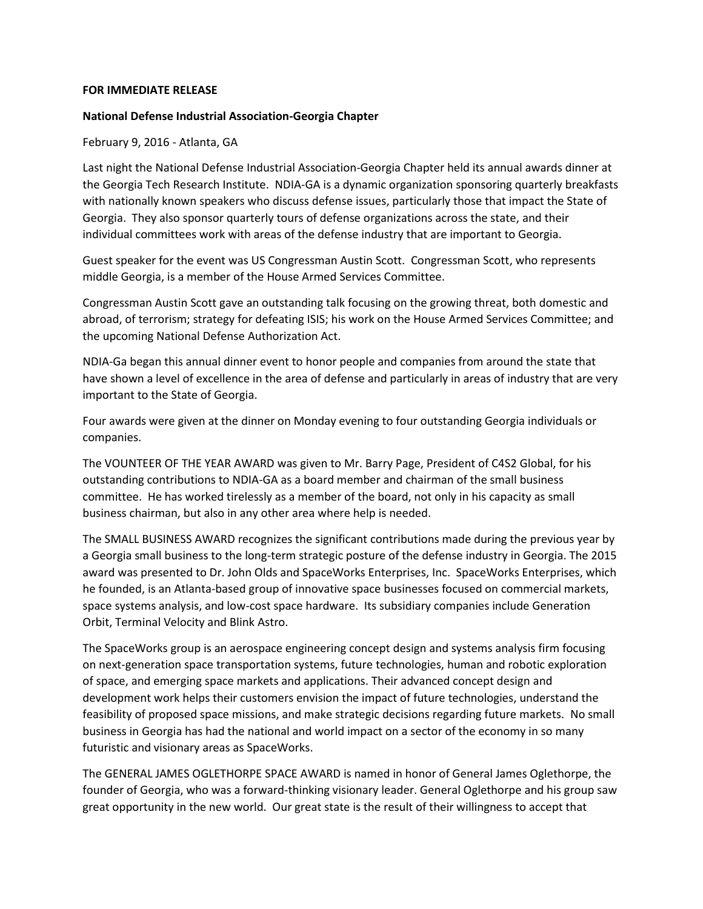**FOR IMMEDIATE RELEASE**

**National Defense Industrial Association-Georgia Chapter**

February 9, 2016 - Atlanta, GA

Last night the National Defense Industrial Association-Georgia Chapter held its annual awards dinner at the Georgia Tech Research Institute. NDIA-GA is a dynamic organization sponsoring quarterly breakfasts with nationally known speakers who discuss defense issues, particularly those that impact the State of Georgia. They also sponsor quarterly tours of defense organizations across the state, and their individual committees work with areas of the defense industry that are important to Georgia.

Guest speaker for the event was US Congressman Austin Scott. Congressman Scott, who represents middle Georgia, is a member of the House Armed Services Committee.

Congressman Austin Scott gave an outstanding talk focusing on the growing threat, both domestic and abroad, of terrorism; strategy for defeating ISIS; his work on the House Armed Services Committee; and the upcoming National Defense Authorization Act.

NDIA-Ga began this annual dinner event to honor people and companies from around the state that have shown a level of excellence in the area of defense and particularly in areas of industry that are very important to the State of Georgia.

Four awards were given at the dinner on Monday evening to four outstanding Georgia individuals or companies.

The VOUNTEER OF THE YEAR AWARD was given to Mr. Barry Page, President of C4S2 Global, for his outstanding contributions to NDIA-GA as a board member and chairman of the small business committee. He has worked tirelessly as a member of the board, not only in his capacity as small business chairman, but also in any other area where help is needed.

The SMALL BUSINESS AWARD recognizes the significant contributions made during the previous year by a Georgia small business to the long-term strategic posture of the defense industry in Georgia. The 2015 award was presented to Dr. John Olds and SpaceWorks Enterprises, Inc. SpaceWorks Enterprises, which he founded, is an Atlanta-based group of innovative space businesses focused on commercial markets, space systems analysis, and low-cost space hardware. Its subsidiary companies include Generation Orbit, Terminal Velocity and Blink Astro.

The SpaceWorks group is an aerospace engineering concept design and systems analysis firm focusing on next-generation space transportation systems, future technologies, human and robotic exploration of space, and emerging space markets and applications. Their advanced concept design and development work helps their customers envision the impact of future technologies, understand the feasibility of proposed space missions, and make strategic decisions regarding future markets. No small business in Georgia has had the national and world impact on a sector of the economy in so many futuristic and visionary areas as SpaceWorks.

The GENERAL JAMES OGLETHORPE SPACE AWARD is named in honor of General James Oglethorpe, the founder of Georgia, who was a forward-thinking visionary leader. General Oglethorpe and his group saw great opportunity in the new world. Our great state is the result of their willingness to accept that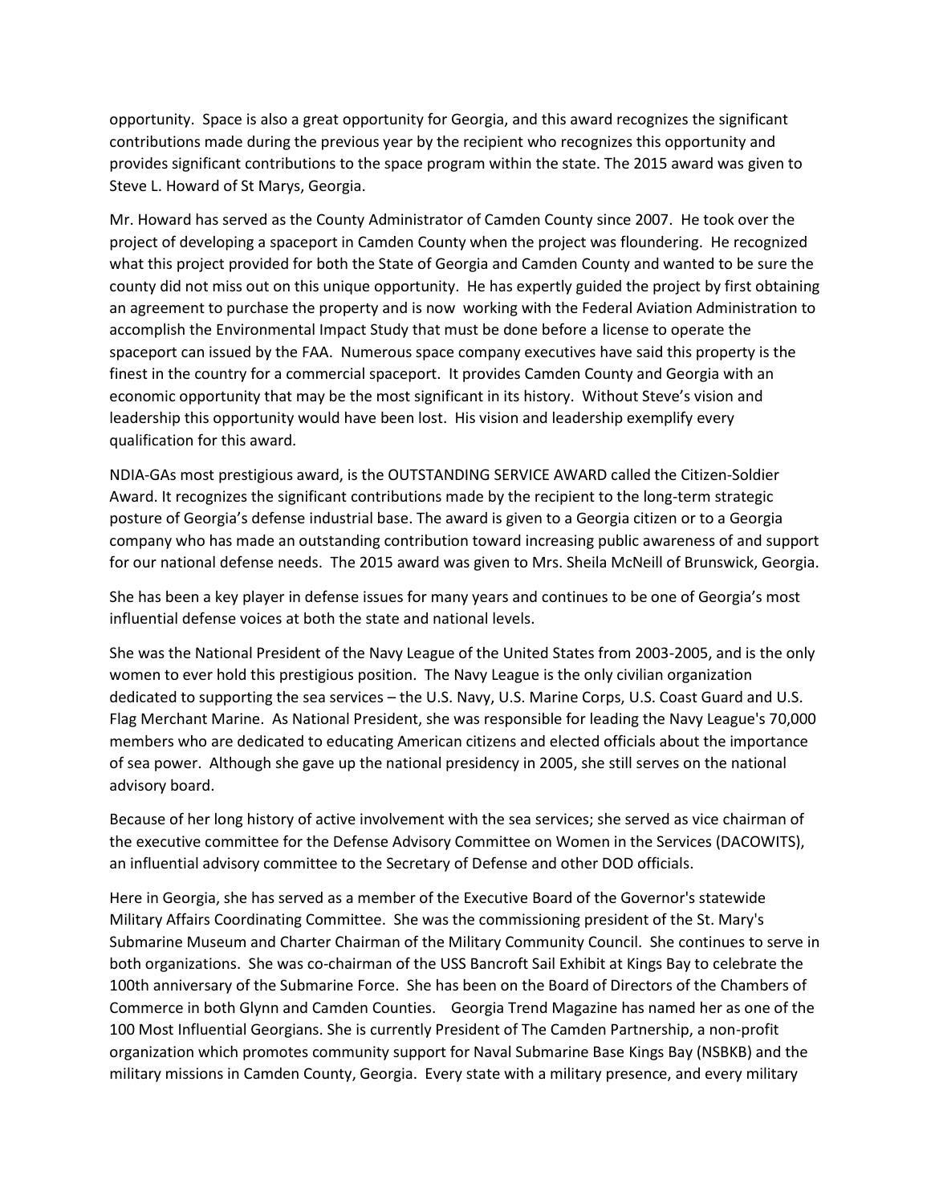opportunity. Space is also a great opportunity for Georgia, and this award recognizes the significant contributions made during the previous year by the recipient who recognizes this opportunity and provides significant contributions to the space program within the state. The 2015 award was given to Steve L. Howard of St Marys, Georgia.

Mr. Howard has served as the County Administrator of Camden County since 2007. He took over the project of developing a spaceport in Camden County when the project was floundering. He recognized what this project provided for both the State of Georgia and Camden County and wanted to be sure the county did not miss out on this unique opportunity. He has expertly guided the project by first obtaining an agreement to purchase the property and is now working with the Federal Aviation Administration to accomplish the Environmental Impact Study that must be done before a license to operate the spaceport can issued by the FAA. Numerous space company executives have said this property is the finest in the country for a commercial spaceport. It provides Camden County and Georgia with an economic opportunity that may be the most significant in its history. Without Steve's vision and leadership this opportunity would have been lost. His vision and leadership exemplify every qualification for this award.

NDIA-GAs most prestigious award, is the OUTSTANDING SERVICE AWARD called the Citizen-Soldier Award. It recognizes the significant contributions made by the recipient to the long-term strategic posture of Georgia's defense industrial base. The award is given to a Georgia citizen or to a Georgia company who has made an outstanding contribution toward increasing public awareness of and support for our national defense needs. The 2015 award was given to Mrs. Sheila McNeill of Brunswick, Georgia.

She has been a key player in defense issues for many years and continues to be one of Georgia's most influential defense voices at both the state and national levels.

She was the National President of the Navy League of the United States from 2003-2005, and is the only women to ever hold this prestigious position. The Navy League is the only civilian organization dedicated to supporting the sea services – the U.S. Navy, U.S. Marine Corps, U.S. Coast Guard and U.S. Flag Merchant Marine. As National President, she was responsible for leading the Navy League's 70,000 members who are dedicated to educating American citizens and elected officials about the importance of sea power. Although she gave up the national presidency in 2005, she still serves on the national advisory board.

Because of her long history of active involvement with the sea services; she served as vice chairman of the executive committee for the Defense Advisory Committee on Women in the Services (DACOWITS), an influential advisory committee to the Secretary of Defense and other DOD officials.

Here in Georgia, she has served as a member of the Executive Board of the Governor's statewide Military Affairs Coordinating Committee. She was the commissioning president of the St. Mary's Submarine Museum and Charter Chairman of the Military Community Council. She continues to serve in both organizations. She was co-chairman of the USS Bancroft Sail Exhibit at Kings Bay to celebrate the 100th anniversary of the Submarine Force. She has been on the Board of Directors of the Chambers of Commerce in both Glynn and Camden Counties. Georgia Trend Magazine has named her as one of the 100 Most Influential Georgians. She is currently President of The Camden Partnership, a non-profit organization which promotes community support for Naval Submarine Base Kings Bay (NSBKB) and the military missions in Camden County, Georgia. Every state with a military presence, and every military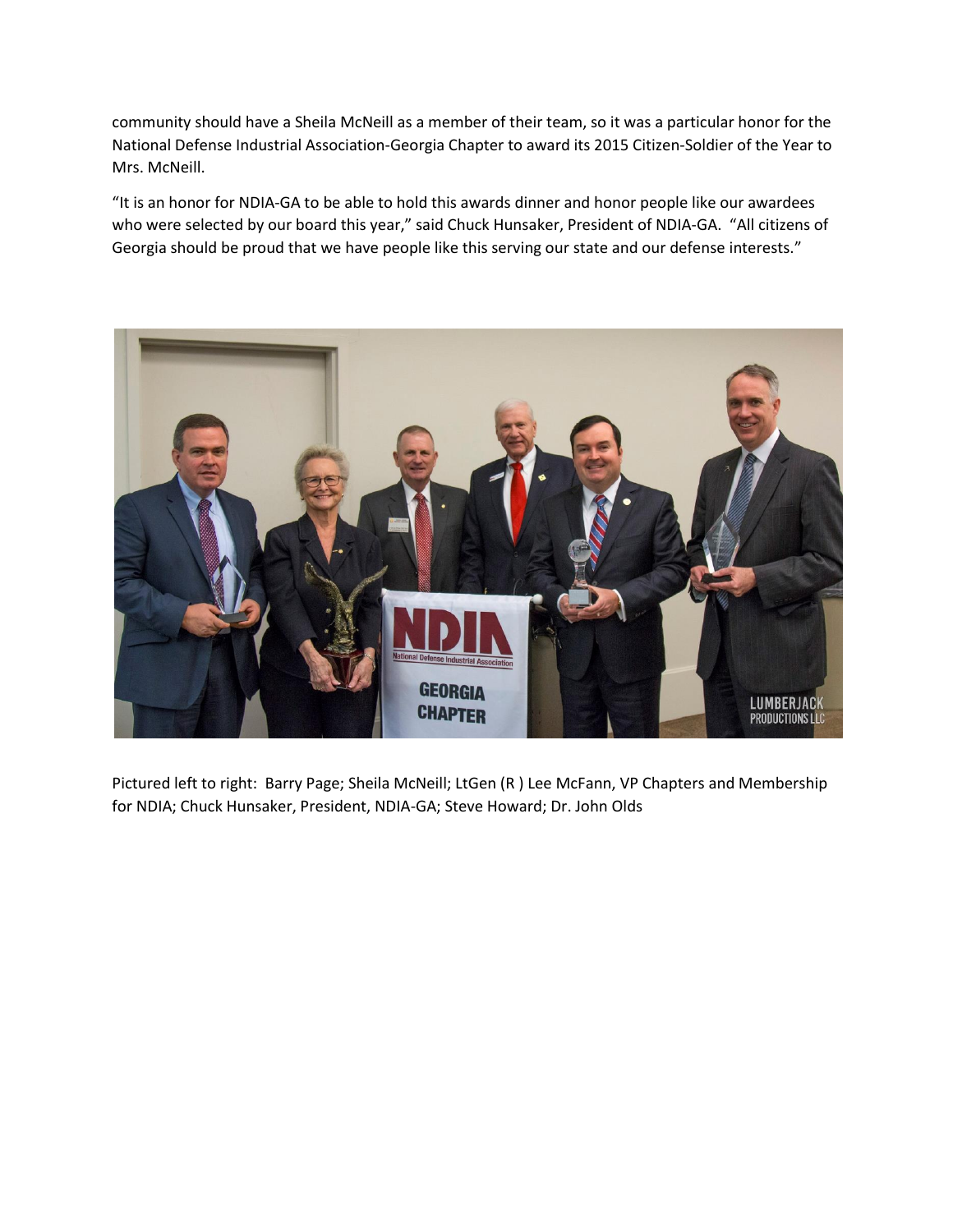community should have a Sheila McNeill as a member of their team, so it was a particular honor for the National Defense Industrial Association-Georgia Chapter to award its 2015 Citizen-Soldier of the Year to Mrs. McNeill.

"It is an honor for NDIA-GA to be able to hold this awards dinner and honor people like our awardees who were selected by our board this year," said Chuck Hunsaker, President of NDIA-GA. "All citizens of Georgia should be proud that we have people like this serving our state and our defense interests."

Pictured left to right: Barry Page; Sheila McNeill; LtGen (R ) Lee McFann, VP Chapters and Membership for NDIA; Chuck Hunsaker, President, NDIA-GA; Steve Howard; Dr. John Olds